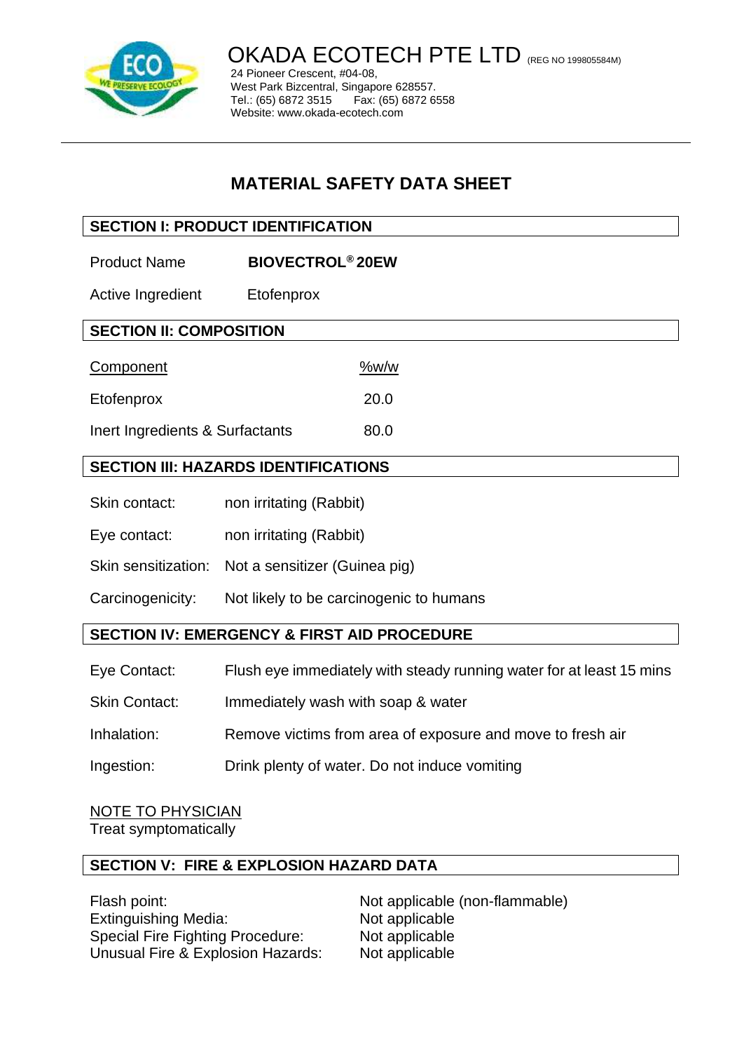# OKADA ECOTECH PTE LTD (REG NO 199805584M)

24 Pioneer Crescent, #04-08,
West Park Bizcentral, Singapore 628557.
Tel.: (65) 6872 3515 Fax: (65) 6872 6558
Website: www.okada-ecotech.com

## MATERIAL SAFETY DATA SHEET

### SECTION I: PRODUCT IDENTIFICATION

| | |
|---|---|
| Product Name | **BIOVECTROL® 20EW** |
| Active Ingredient | Etofenprox |

### SECTION II: COMPOSITION

| Component | %w/w |
|---|---|
| Etofenprox | 20.0 |
| Inert Ingredients & Surfactants | 80.0 |

### SECTION III: HAZARDS IDENTIFICATIONS

| | |
|---|---|
| Skin contact: | non irritating (Rabbit) |
| Eye contact: | non irritating (Rabbit) |
| Skin sensitization: | Not a sensitizer (Guinea pig) |
| Carcinogenicity: | Not likely to be carcinogenic to humans |

### SECTION IV: EMERGENCY & FIRST AID PROCEDURE

| | |
|---|---|
| Eye Contact: | Flush eye immediately with steady running water for at least 15 mins |
| Skin Contact: | Immediately wash with soap & water |
| Inhalation: | Remove victims from area of exposure and move to fresh air |
| Ingestion: | Drink plenty of water. Do not induce vomiting |

NOTE TO PHYSICIAN
Treat symptomatically

### SECTION V: FIRE & EXPLOSION HAZARD DATA

| | |
|---|---|
| Flash point: | Not applicable (non-flammable) |
| Extinguishing Media: | Not applicable |
| Special Fire Fighting Procedure: | Not applicable |
| Unusual Fire & Explosion Hazards: | Not applicable |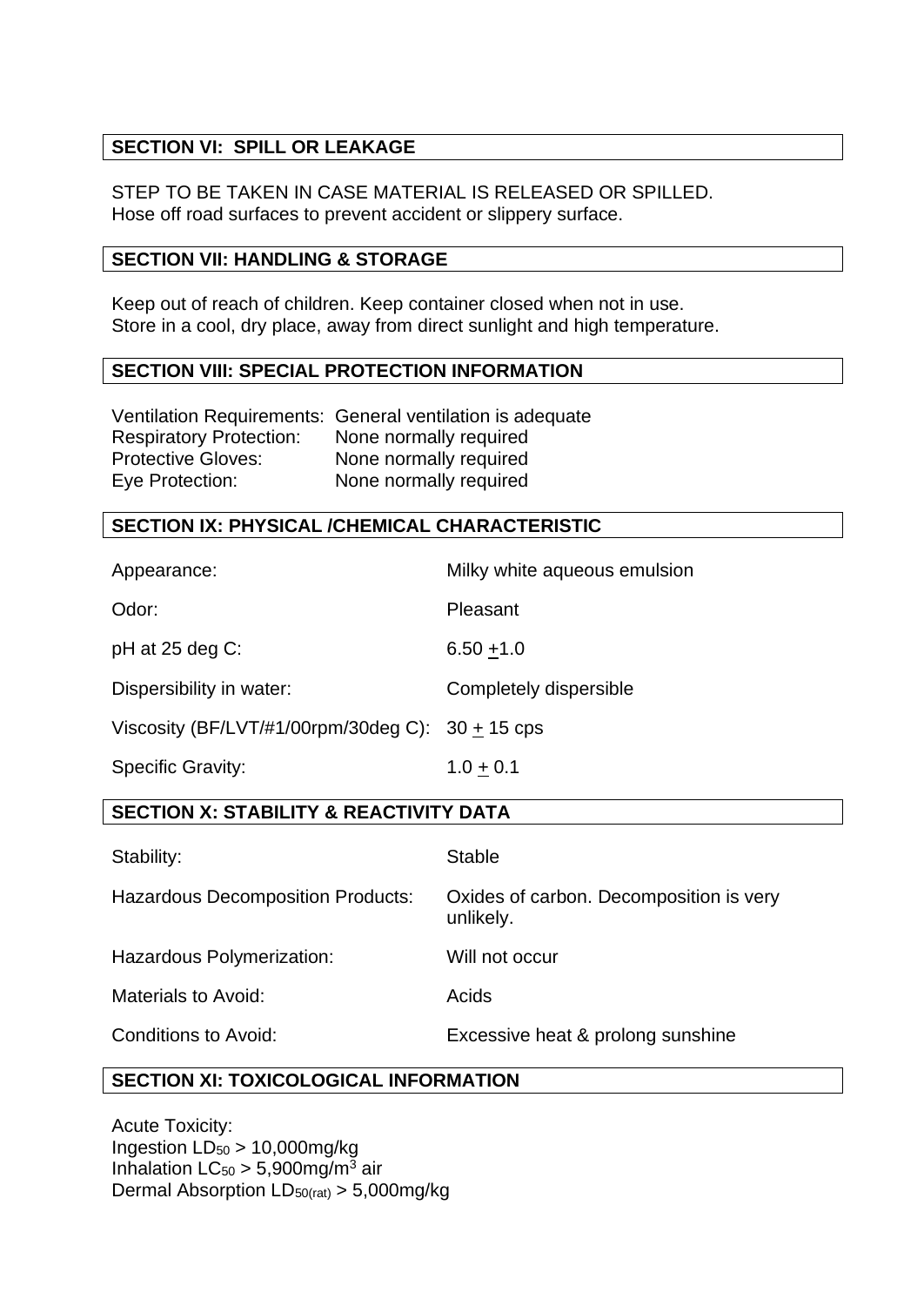## SECTION VI: SPILL OR LEAKAGE

STEP TO BE TAKEN IN CASE MATERIAL IS RELEASED OR SPILLED.
Hose off road surfaces to prevent accident or slippery surface.

## SECTION VII: HANDLING & STORAGE

Keep out of reach of children. Keep container closed when not in use.
Store in a cool, dry place, away from direct sunlight and high temperature.

## SECTION VIII: SPECIAL PROTECTION INFORMATION

| | |
|---|---|
| Ventilation Requirements: | General ventilation is adequate |
| Respiratory Protection: | None normally required |
| Protective Gloves: | None normally required |
| Eye Protection: | None normally required |

## SECTION IX: PHYSICAL /CHEMICAL CHARACTERISTIC

| | |
|---|---|
| Appearance: | Milky white aqueous emulsion |
| Odor: | Pleasant |
| pH at 25 deg C: | $6.50 \pm 1.0$ |
| Dispersibility in water: | Completely dispersible |
| Viscosity (BF/LVT/#1/00rpm/30deg C): | $30 \pm 15$ cps |
| Specific Gravity: | $1.0 \pm 0.1$ |

## SECTION X: STABILITY & REACTIVITY DATA

| | |
|---|---|
| Stability: | Stable |
| Hazardous Decomposition Products: | Oxides of carbon. Decomposition is very unlikely. |
| Hazardous Polymerization: | Will not occur |
| Materials to Avoid: | Acids |
| Conditions to Avoid: | Excessive heat & prolong sunshine |

## SECTION XI: TOXICOLOGICAL INFORMATION

Acute Toxicity:
Ingestion $LD_{50}$ > 10,000mg/kg
Inhalation $LC_{50}$ > 5,900mg/$m^3$ air
Dermal Absorption $LD_{50(rat)}$ > 5,000mg/kg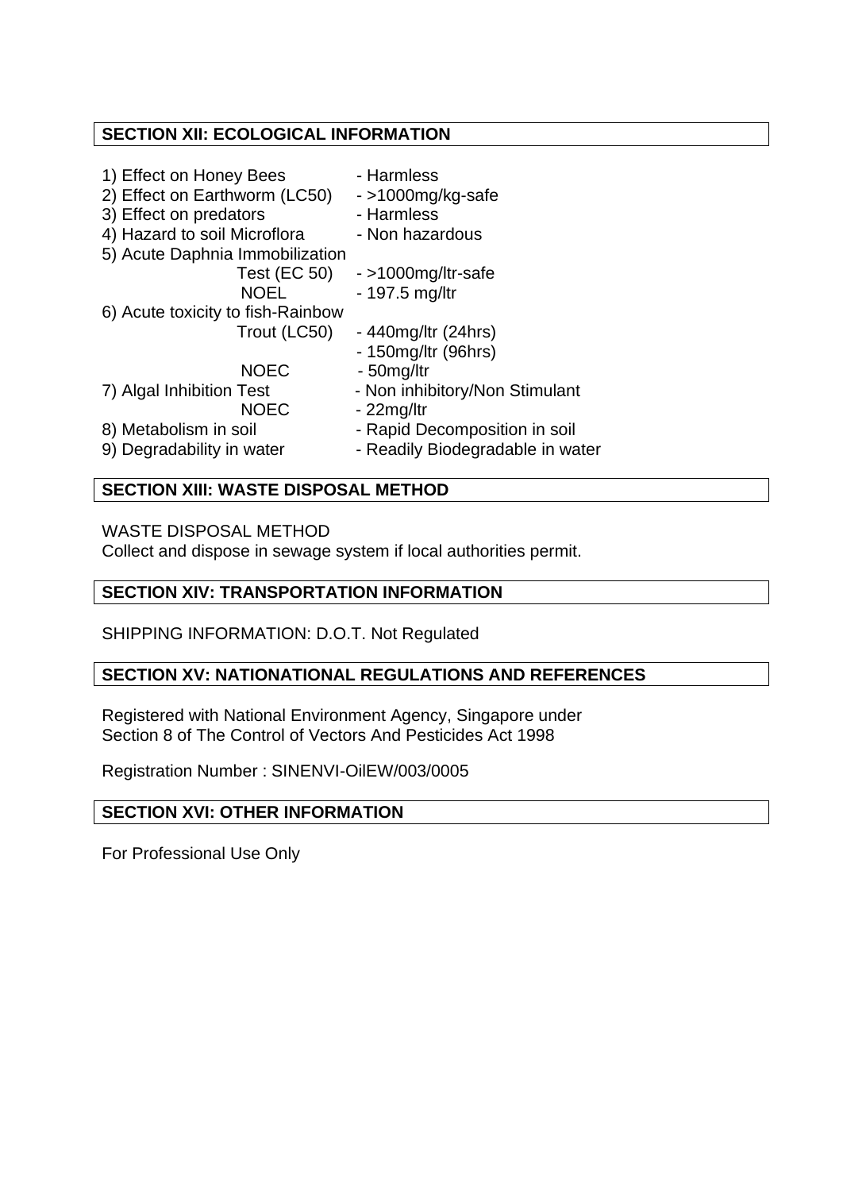## SECTION XII: ECOLOGICAL INFORMATION

| | |
|---|---|
| 1) Effect on Honey Bees | - Harmless |
| 2) Effect on Earthworm (LC50) | - >1000mg/kg-safe |
| 3) Effect on predators | - Harmless |
| 4) Hazard to soil Microflora | - Non hazardous |
| 5) Acute Daphnia Immobilization | |
| Test (EC 50) | - >1000mg/ltr-safe |
| NOEL | - 197.5 mg/ltr |
| 6) Acute toxicity to fish-Rainbow | |
| Trout (LC50) | - 440mg/ltr (24hrs) |
| | - 150mg/ltr (96hrs) |
| NOEC | - 50mg/ltr |
| 7) Algal Inhibition Test | - Non inhibitory/Non Stimulant |
| NOEC | - 22mg/ltr |
| 8) Metabolism in soil | - Rapid Decomposition in soil |
| 9) Degradability in water | - Readily Biodegradable in water |

## SECTION XIII: WASTE DISPOSAL METHOD

WASTE DISPOSAL METHOD
Collect and dispose in sewage system if local authorities permit.

## SECTION XIV: TRANSPORTATION INFORMATION

SHIPPING INFORMATION: D.O.T. Not Regulated

## SECTION XV: NATIONATIONAL REGULATIONS AND REFERENCES

Registered with National Environment Agency, Singapore under
Section 8 of The Control of Vectors And Pesticides Act 1998

Registration Number : SINENVI-OilEW/003/0005

## SECTION XVI: OTHER INFORMATION

For Professional Use Only